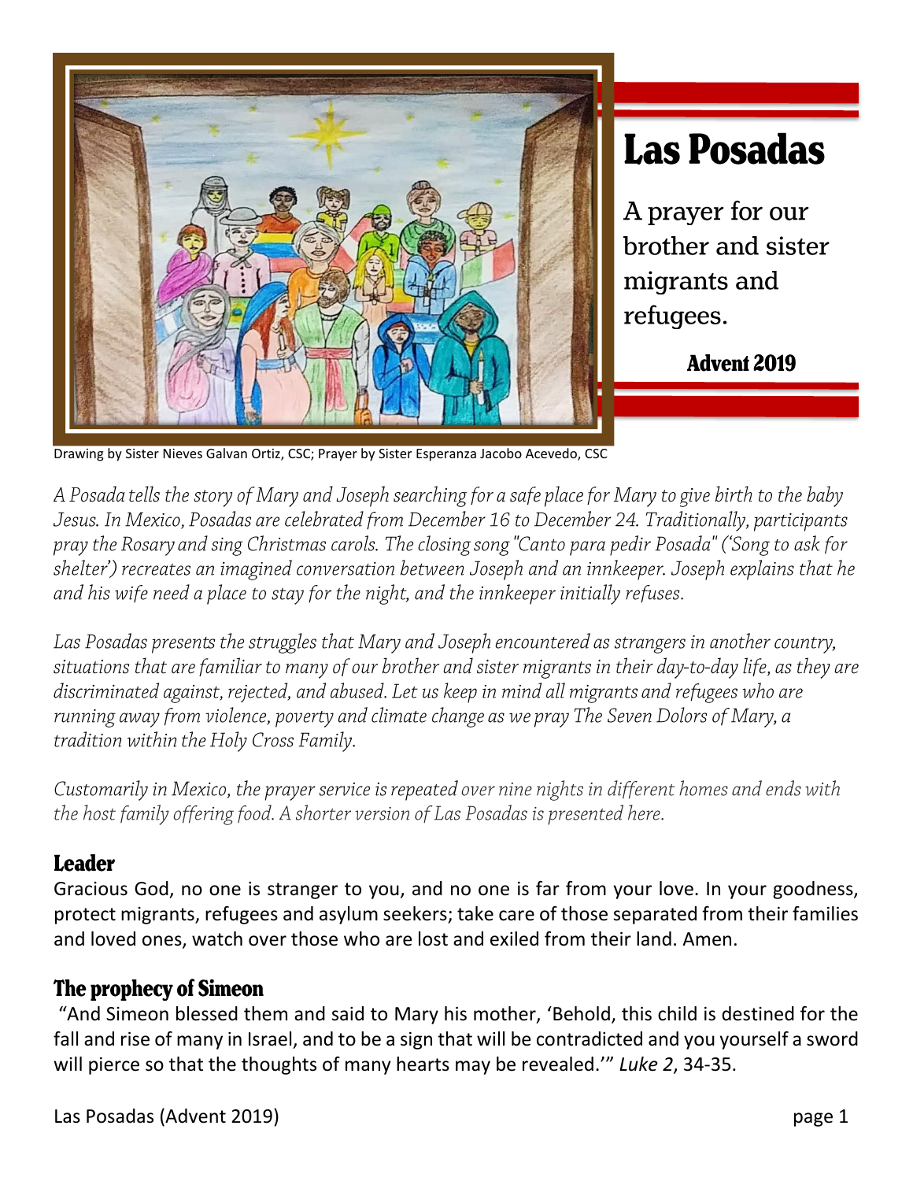# Las Posadas

A prayer for our brother and sister migrants and refugees.

**Advent 2019**

Drawing by Sister Nieves Galvan Ortiz, CSC; Prayer by Sister Esperanza Jacobo Acevedo, CSC

*A Posada tells the story of Mary and Joseph searching for a safe place for Mary to give birth to the baby Jesus. In Mexico, Posadas are celebrated from December 16 to December 24. Traditionally, participants pray the Rosary and sing Christmas carols. The closing song "Canto para pedir Posada" ('Song to ask for shelter') recreates an imagined conversation between Joseph and an innkeeper. Joseph explains that he and his wife need a place to stay for the night, and the innkeeper initially refuses.*

*Las Posadas presents the struggles that Mary and Joseph encountered as strangers in another country, situations that are familiar to many of our brother and sister migrants in their day-to-day life, as they are discriminated against, rejected, and abused. Let us keep in mind all migrants and refugees who are running away from violence, poverty and climate change as we pray The Seven Dolors of Mary, a tradition within the Holy Cross Family.*

*Customarily in Mexico, the prayer service is repeated over nine nights in different homes and ends with the host family offering food. A shorter version of Las Posadas is presented here.*

## Leader

Gracious God, no one is stranger to you, and no one is far from your love. In your goodness, protect migrants, refugees and asylum seekers; take care of those separated from their families and loved ones, watch over those who are lost and exiled from their land. Amen.

## The prophecy of Simeon

"And Simeon blessed them and said to Mary his mother, 'Behold, this child is destined for the fall and rise of many in Israel, and to be a sign that will be contradicted and you yourself a sword will pierce so that the thoughts of many hearts may be revealed.'" *Luke 2*, 34-35.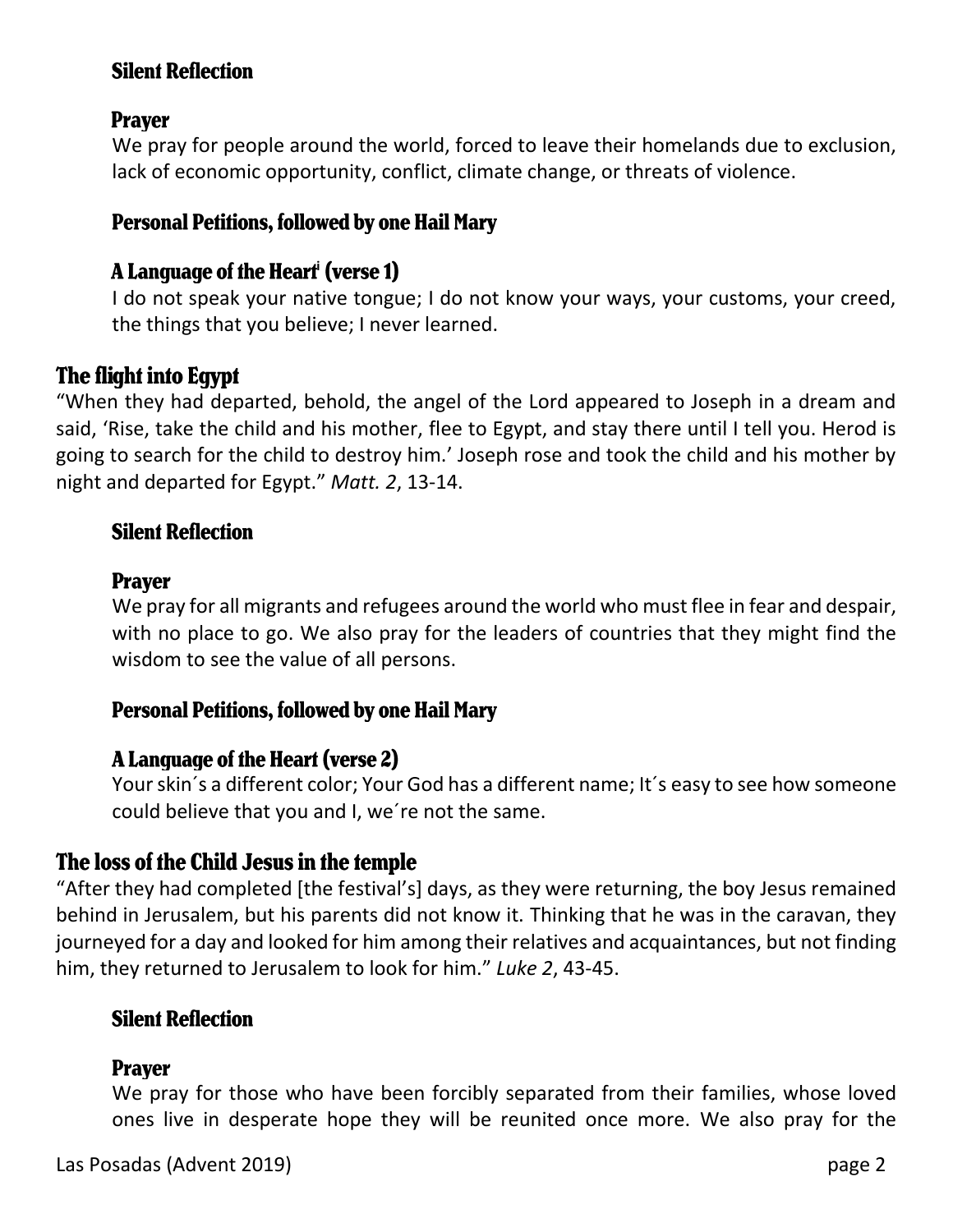### Silent Reflection

### Prayer

We pray for people around the world, forced to leave their homelands due to exclusion, lack of economic opportunity, conflict, climate change, or threats of violence.

### Personal Petitions, followed by one Hail Mary

### A Language of the Heart[i] (verse 1)

I do not speak your native tongue; I do not know your ways, your customs, your creed, the things that you believe; I never learned.

## The flight into Egypt

"When they had departed, behold, the angel of the Lord appeared to Joseph in a dream and said, 'Rise, take the child and his mother, flee to Egypt, and stay there until I tell you. Herod is going to search for the child to destroy him.' Joseph rose and took the child and his mother by night and departed for Egypt." *Matt. 2*, 13-14.

### Silent Reflection

### Prayer

We pray for all migrants and refugees around the world who must flee in fear and despair, with no place to go. We also pray for the leaders of countries that they might find the wisdom to see the value of all persons.

### Personal Petitions, followed by one Hail Mary

### A Language of the Heart (verse 2)

Your skin´s a different color; Your God has a different name; It´s easy to see how someone could believe that you and I, we´re not the same.

## The loss of the Child Jesus in the temple

"After they had completed [the festival's] days, as they were returning, the boy Jesus remained behind in Jerusalem, but his parents did not know it. Thinking that he was in the caravan, they journeyed for a day and looked for him among their relatives and acquaintances, but not finding him, they returned to Jerusalem to look for him." *Luke 2*, 43-45.

### Silent Reflection

### Prayer

We pray for those who have been forcibly separated from their families, whose loved ones live in desperate hope they will be reunited once more. We also pray for the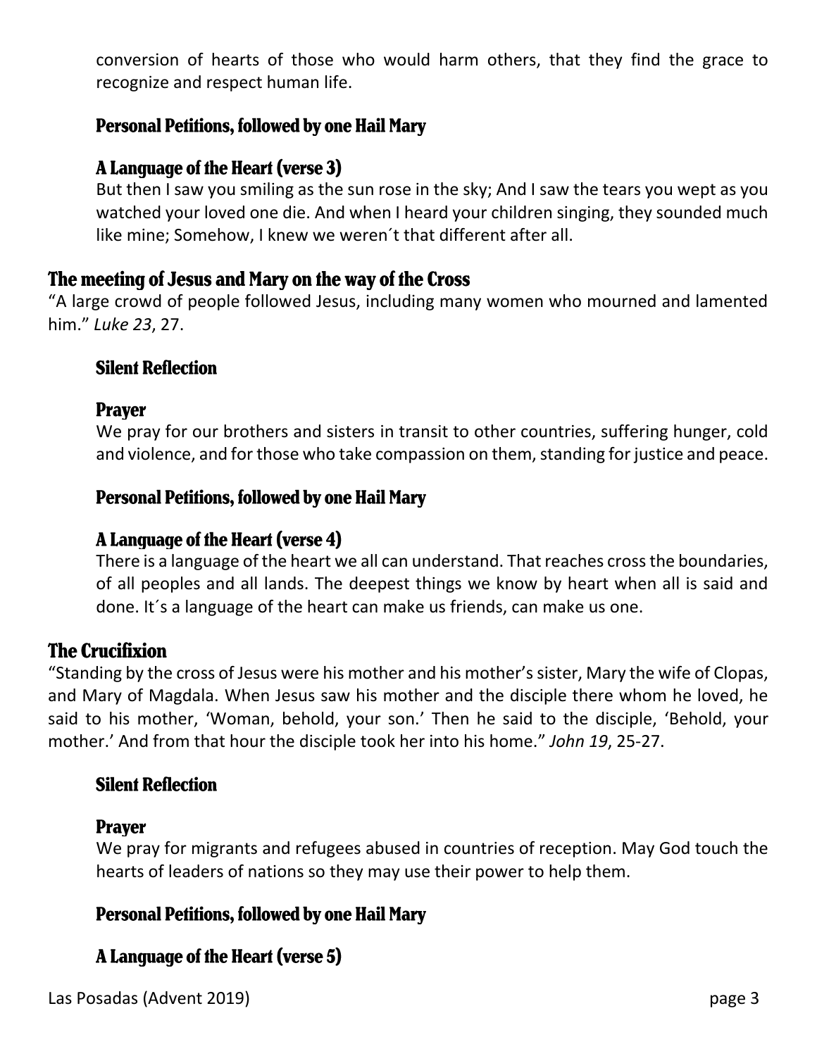conversion of hearts of those who would harm others, that they find the grace to recognize and respect human life.

### Personal Petitions, followed by one Hail Mary

### A Language of the Heart (verse 3)

But then I saw you smiling as the sun rose in the sky; And I saw the tears you wept as you watched your loved one die. And when I heard your children singing, they sounded much like mine; Somehow, I knew we weren´t that different after all.

## The meeting of Jesus and Mary on the way of the Cross

"A large crowd of people followed Jesus, including many women who mourned and lamented him." *Luke 23*, 27.

### Silent Reflection

### Prayer

We pray for our brothers and sisters in transit to other countries, suffering hunger, cold and violence, and for those who take compassion on them, standing for justice and peace.

### Personal Petitions, followed by one Hail Mary

### A Language of the Heart (verse 4)

There is a language of the heart we all can understand. That reaches cross the boundaries, of all peoples and all lands. The deepest things we know by heart when all is said and done. It´s a language of the heart can make us friends, can make us one.

## The Crucifixion

"Standing by the cross of Jesus were his mother and his mother's sister, Mary the wife of Clopas, and Mary of Magdala. When Jesus saw his mother and the disciple there whom he loved, he said to his mother, 'Woman, behold, your son.' Then he said to the disciple, 'Behold, your mother.' And from that hour the disciple took her into his home." *John 19*, 25-27.

### Silent Reflection

### Prayer

We pray for migrants and refugees abused in countries of reception. May God touch the hearts of leaders of nations so they may use their power to help them.

### Personal Petitions, followed by one Hail Mary

### A Language of the Heart (verse 5)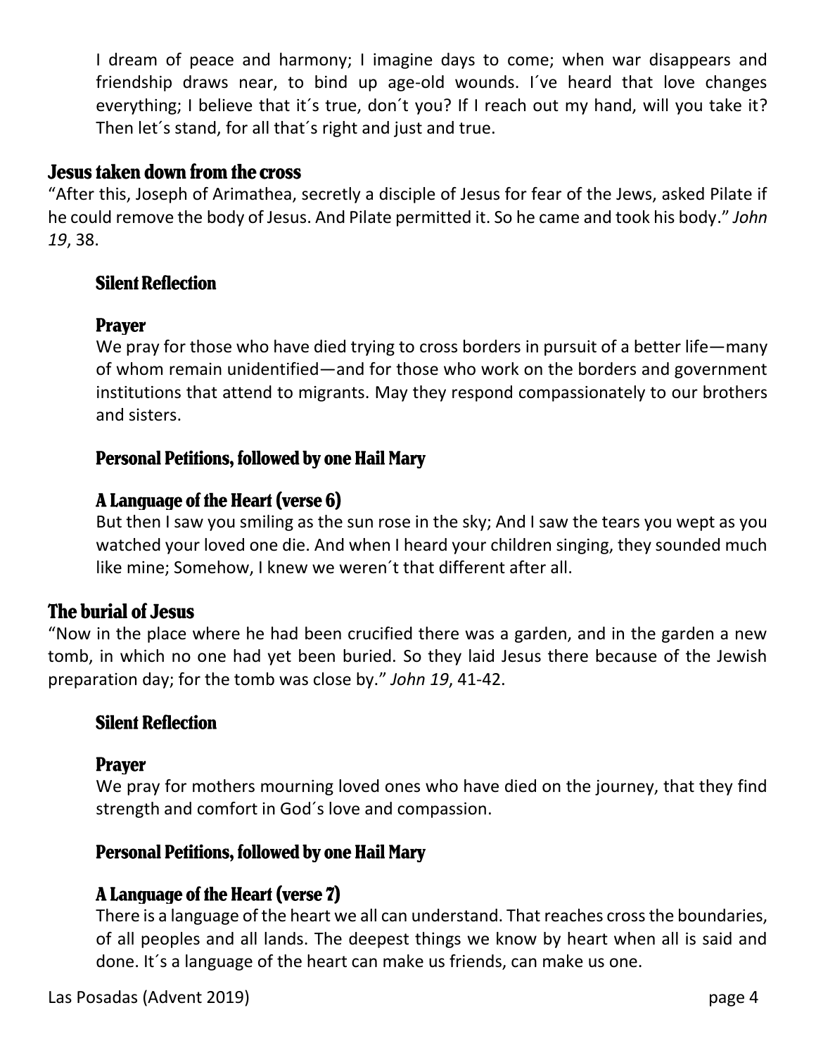I dream of peace and harmony; I imagine days to come; when war disappears and friendship draws near, to bind up age-old wounds. I´ve heard that love changes everything; I believe that it´s true, don´t you? If I reach out my hand, will you take it? Then let´s stand, for all that´s right and just and true.

## Jesus taken down from the cross

"After this, Joseph of Arimathea, secretly a disciple of Jesus for fear of the Jews, asked Pilate if he could remove the body of Jesus. And Pilate permitted it. So he came and took his body." *John 19*, 38.

### Silent Reflection

### Prayer

We pray for those who have died trying to cross borders in pursuit of a better life—many of whom remain unidentified—and for those who work on the borders and government institutions that attend to migrants. May they respond compassionately to our brothers and sisters.

### Personal Petitions, followed by one Hail Mary

### A Language of the Heart (verse 6)

But then I saw you smiling as the sun rose in the sky; And I saw the tears you wept as you watched your loved one die. And when I heard your children singing, they sounded much like mine; Somehow, I knew we weren´t that different after all.

## The burial of Jesus

"Now in the place where he had been crucified there was a garden, and in the garden a new tomb, in which no one had yet been buried. So they laid Jesus there because of the Jewish preparation day; for the tomb was close by." *John 19*, 41-42.

### Silent Reflection

### Prayer

We pray for mothers mourning loved ones who have died on the journey, that they find strength and comfort in God´s love and compassion.

### Personal Petitions, followed by one Hail Mary

### A Language of the Heart (verse 7)

There is a language of the heart we all can understand. That reaches cross the boundaries, of all peoples and all lands. The deepest things we know by heart when all is said and done. It´s a language of the heart can make us friends, can make us one.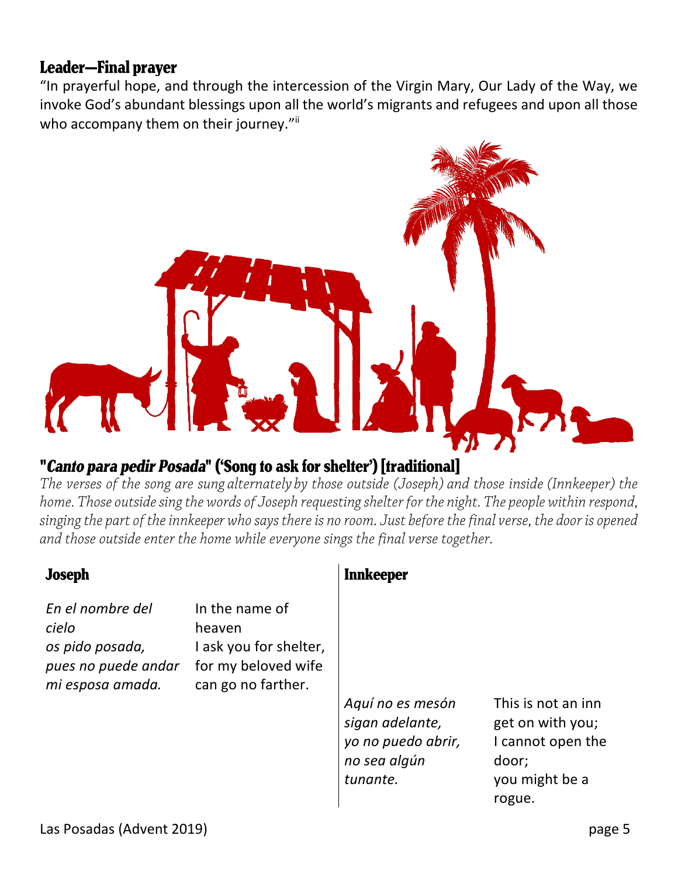## Leader—Final prayer

"In prayerful hope, and through the intercession of the Virgin Mary, Our Lady of the Way, we invoke God's abundant blessings upon all the world's migrants and refugees and upon all those who accompany them on their journey."[ii]

## "*Canto para pedir Posada*" ('Song to ask for shelter') [traditional]

*The verses of the song are sung alternately by those outside (Joseph) and those inside (Innkeeper) the home. Those outside sing the words of Joseph requesting shelter for the night. The people within respond, singing the part of the innkeeper who says there is no room. Just before the final verse, the door is opened and those outside enter the home while everyone sings the final verse together.*

| Joseph | | Innkeeper | |
|---|---|---|---|
| *En el nombre del cielo*<br>*os pido posada,*<br>*pues no puede andar*<br>*mi esposa amada.* | In the name of heaven<br>I ask you for shelter,<br>for my beloved wife<br>can go no farther. | | |
| | | *Aquí no es mesón*<br>*sigan adelante,*<br>*yo no puedo abrir,*<br>*no sea algún tunante.* | This is not an inn<br>get on with you;<br>I cannot open the door;<br>you might be a rogue. |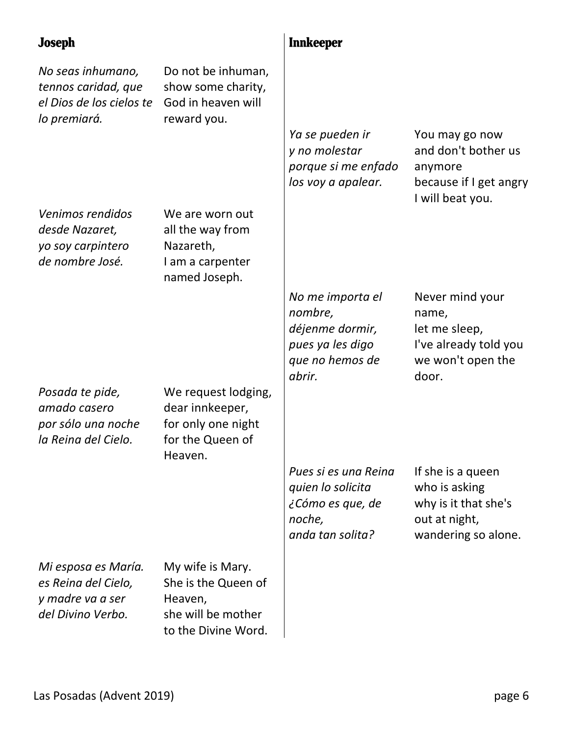| **Joseph** | | **Innkeeper** | |
|---|---|---|---|
| *No seas inhumano, tennos caridad, que el Dios de los cielos te lo premiará.* | Do not be inhuman, show some charity, God in heaven will reward you. | | |
| | | *Ya se pueden ir y no molestar porque si me enfado los voy a apalear.* | You may go now and don't bother us anymore because if I get angry I will beat you. |
| *Venimos rendidos desde Nazaret, yo soy carpintero de nombre José.* | We are worn out all the way from Nazareth, I am a carpenter named Joseph. | | |
| | | *No me importa el nombre, déjenme dormir, pues ya les digo que no hemos de abrir.* | Never mind your name, let me sleep, I've already told you we won't open the door. |
| *Posada te pide, amado casero por sólo una noche la Reina del Cielo.* | We request lodging, dear innkeeper, for only one night for the Queen of Heaven. | | |
| | | *Pues si es una Reina quien lo solicita ¿Cómo es que, de noche, anda tan solita?* | If she is a queen who is asking why is it that she's out at night, wandering so alone. |
| *Mi esposa es María. es Reina del Cielo, y madre va a ser del Divino Verbo.* | My wife is Mary. She is the Queen of Heaven, she will be mother to the Divine Word. | | |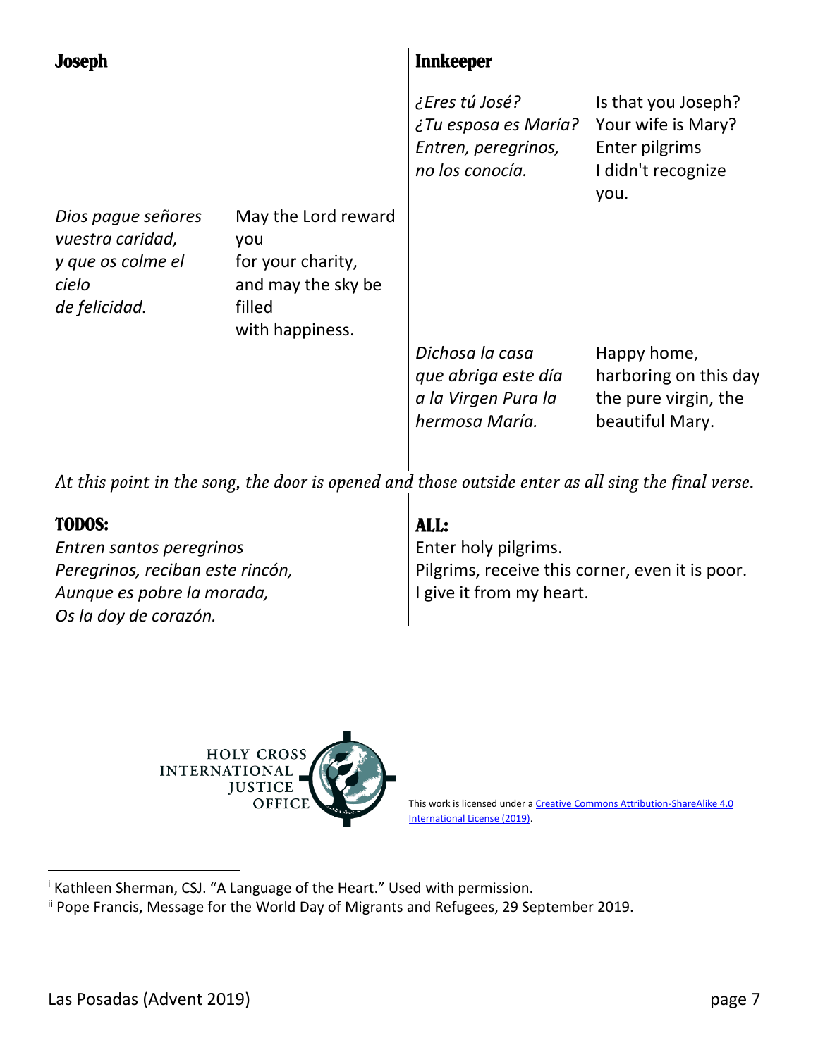**Joseph** | **Innkeeper**

**Innkeeper:**

| | |
|---|---|
| *¿Eres tú José?* | Is that you Joseph? |
| *¿Tu esposa es María?* | Your wife is Mary? |
| *Entren, peregrinos,* | Enter pilgrims |
| *no los conocía.* | I didn't recognize you. |

**Joseph:**

| | |
|---|---|
| *Dios pague señores* | May the Lord reward you |
| *vuestra caridad,* | for your charity, |
| *y que os colme el cielo* | and may the sky be filled |
| *de felicidad.* | with happiness. |

**Innkeeper:**

| | |
|---|---|
| *Dichosa la casa* | Happy home, |
| *que abriga este día* | harboring on this day |
| *a la Virgen Pura la* | the pure virgin, the |
| *hermosa María.* | beautiful Mary. |

*At this point in the song, the door is opened and those outside enter as all sing the final verse.*

**TODOS:**
*Entren santos peregrinos*
*Peregrinos, reciban este rincón,*
*Aunque es pobre la morada,*
*Os la doy de corazón.*

**ALL:**
Enter holy pilgrims.
Pilgrims, receive this corner, even it is poor.
I give it from my heart.

HOLY CROSS INTERNATIONAL JUSTICE OFFICE

This work is licensed under a [Creative Commons Attribution-ShareAlike 4.0 International License (2019)](https://creativecommons.org/licenses/by-sa/4.0/).

---

[i] Kathleen Sherman, CSJ. "A Language of the Heart." Used with permission.

[ii] Pope Francis, Message for the World Day of Migrants and Refugees, 29 September 2019.